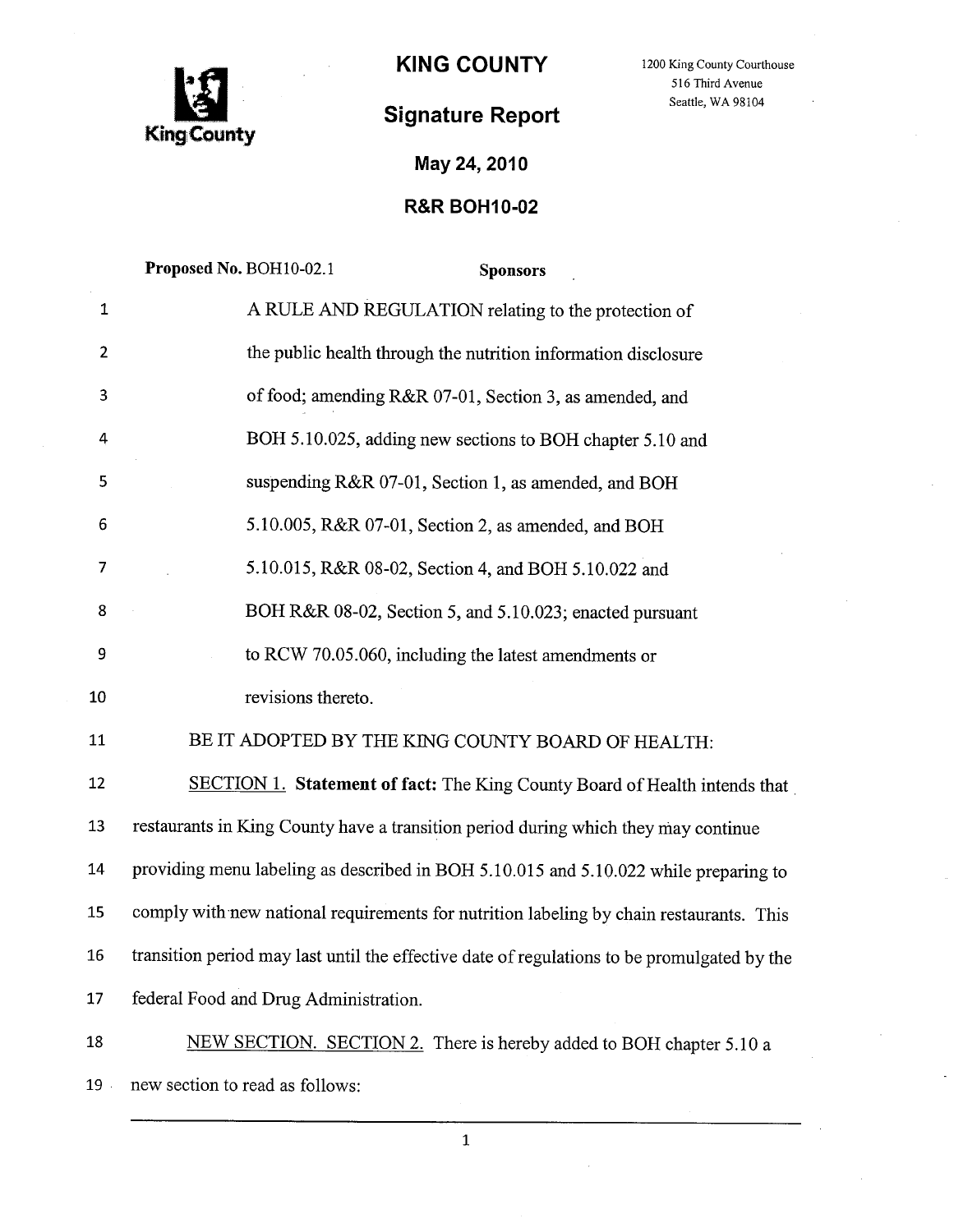# KING COUNTY

1200 King County Courthouse
516 Third Avenue
Seattle, WA 98104

## Signature Report

**May 24, 2010**

**R&R BOH10-02**

**Proposed No.** BOH10-02.1 **Sponsors**

A RULE AND REGULATION relating to the protection of the public health through the nutrition information disclosure of food; amending R&R 07-01, Section 3, as amended, and BOH 5.10.025, adding new sections to BOH chapter 5.10 and suspending R&R 07-01, Section 1, as amended, and BOH 5.10.005, R&R 07-01, Section 2, as amended, and BOH 5.10.015, R&R 08-02, Section 4, and BOH 5.10.022 and BOH R&R 08-02, Section 5, and 5.10.023; enacted pursuant to RCW 70.05.060, including the latest amendments or revisions thereto.

BE IT ADOPTED BY THE KING COUNTY BOARD OF HEALTH:

SECTION 1. **Statement of fact:** The King County Board of Health intends that restaurants in King County have a transition period during which they may continue providing menu labeling as described in BOH 5.10.015 and 5.10.022 while preparing to comply with new national requirements for nutrition labeling by chain restaurants. This transition period may last until the effective date of regulations to be promulgated by the federal Food and Drug Administration.

NEW SECTION. SECTION 2. There is hereby added to BOH chapter 5.10 a new section to read as follows: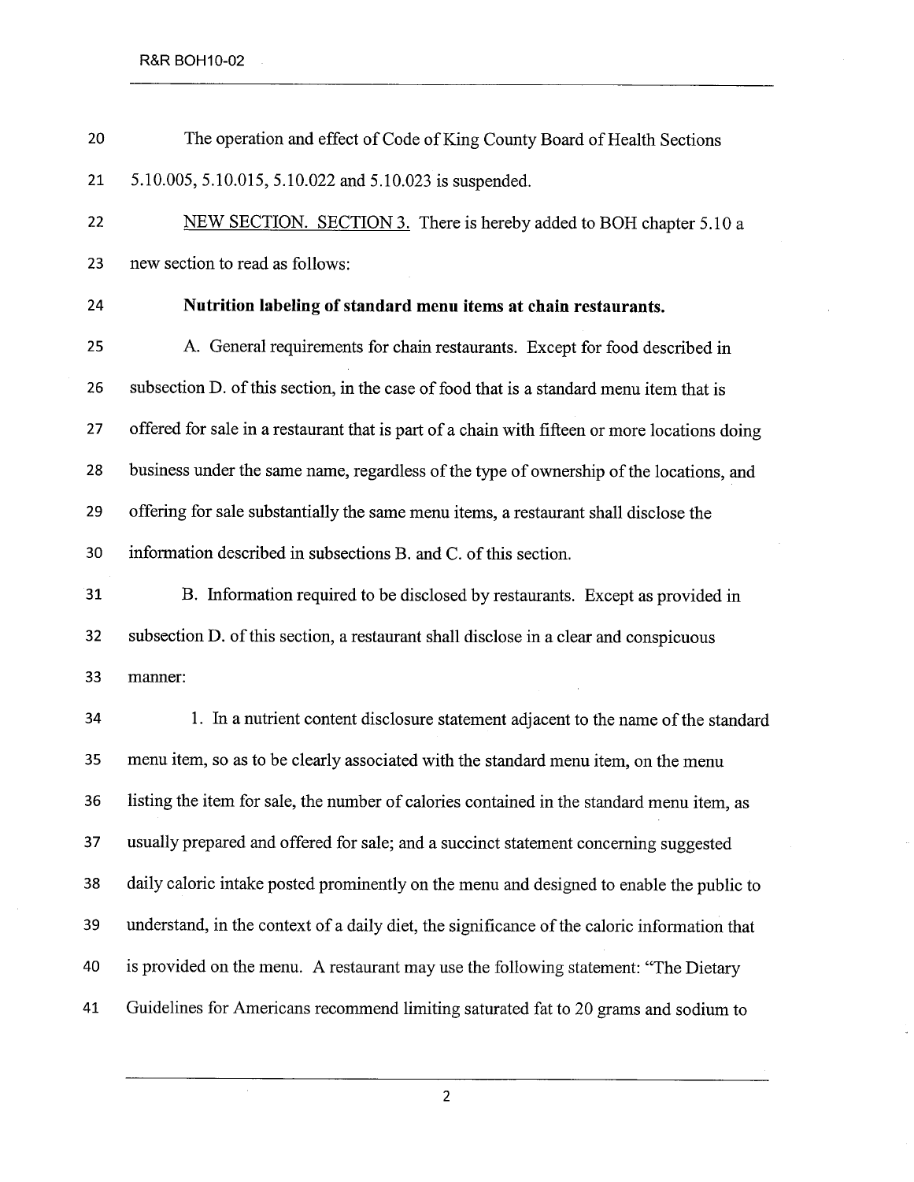The operation and effect of Code of King County Board of Health Sections 5.10.005, 5.10.015, 5.10.022 and 5.10.023 is suspended.

NEW SECTION. SECTION 3. There is hereby added to BOH chapter 5.10 a new section to read as follows:

**Nutrition labeling of standard menu items at chain restaurants.**

A. General requirements for chain restaurants. Except for food described in subsection D. of this section, in the case of food that is a standard menu item that is offered for sale in a restaurant that is part of a chain with fifteen or more locations doing business under the same name, regardless of the type of ownership of the locations, and offering for sale substantially the same menu items, a restaurant shall disclose the information described in subsections B. and C. of this section.

B. Information required to be disclosed by restaurants. Except as provided in subsection D. of this section, a restaurant shall disclose in a clear and conspicuous manner:

1. In a nutrient content disclosure statement adjacent to the name of the standard menu item, so as to be clearly associated with the standard menu item, on the menu listing the item for sale, the number of calories contained in the standard menu item, as usually prepared and offered for sale; and a succinct statement concerning suggested daily caloric intake posted prominently on the menu and designed to enable the public to understand, in the context of a daily diet, the significance of the caloric information that is provided on the menu. A restaurant may use the following statement: "The Dietary Guidelines for Americans recommend limiting saturated fat to 20 grams and sodium to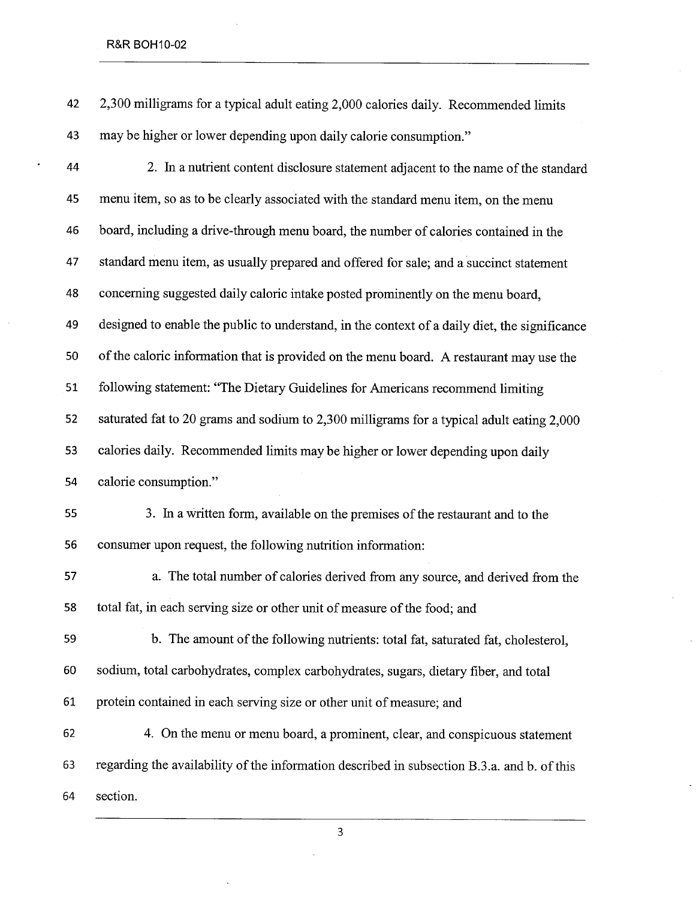2,300 milligrams for a typical adult eating 2,000 calories daily. Recommended limits may be higher or lower depending upon daily calorie consumption."

2. In a nutrient content disclosure statement adjacent to the name of the standard menu item, so as to be clearly associated with the standard menu item, on the menu board, including a drive-through menu board, the number of calories contained in the standard menu item, as usually prepared and offered for sale; and a succinct statement concerning suggested daily caloric intake posted prominently on the menu board, designed to enable the public to understand, in the context of a daily diet, the significance of the caloric information that is provided on the menu board. A restaurant may use the following statement: "The Dietary Guidelines for Americans recommend limiting saturated fat to 20 grams and sodium to 2,300 milligrams for a typical adult eating 2,000 calories daily. Recommended limits may be higher or lower depending upon daily calorie consumption."

3. In a written form, available on the premises of the restaurant and to the consumer upon request, the following nutrition information:

a. The total number of calories derived from any source, and derived from the total fat, in each serving size or other unit of measure of the food; and

b. The amount of the following nutrients: total fat, saturated fat, cholesterol, sodium, total carbohydrates, complex carbohydrates, sugars, dietary fiber, and total protein contained in each serving size or other unit of measure; and

4. On the menu or menu board, a prominent, clear, and conspicuous statement regarding the availability of the information described in subsection B.3.a. and b. of this section.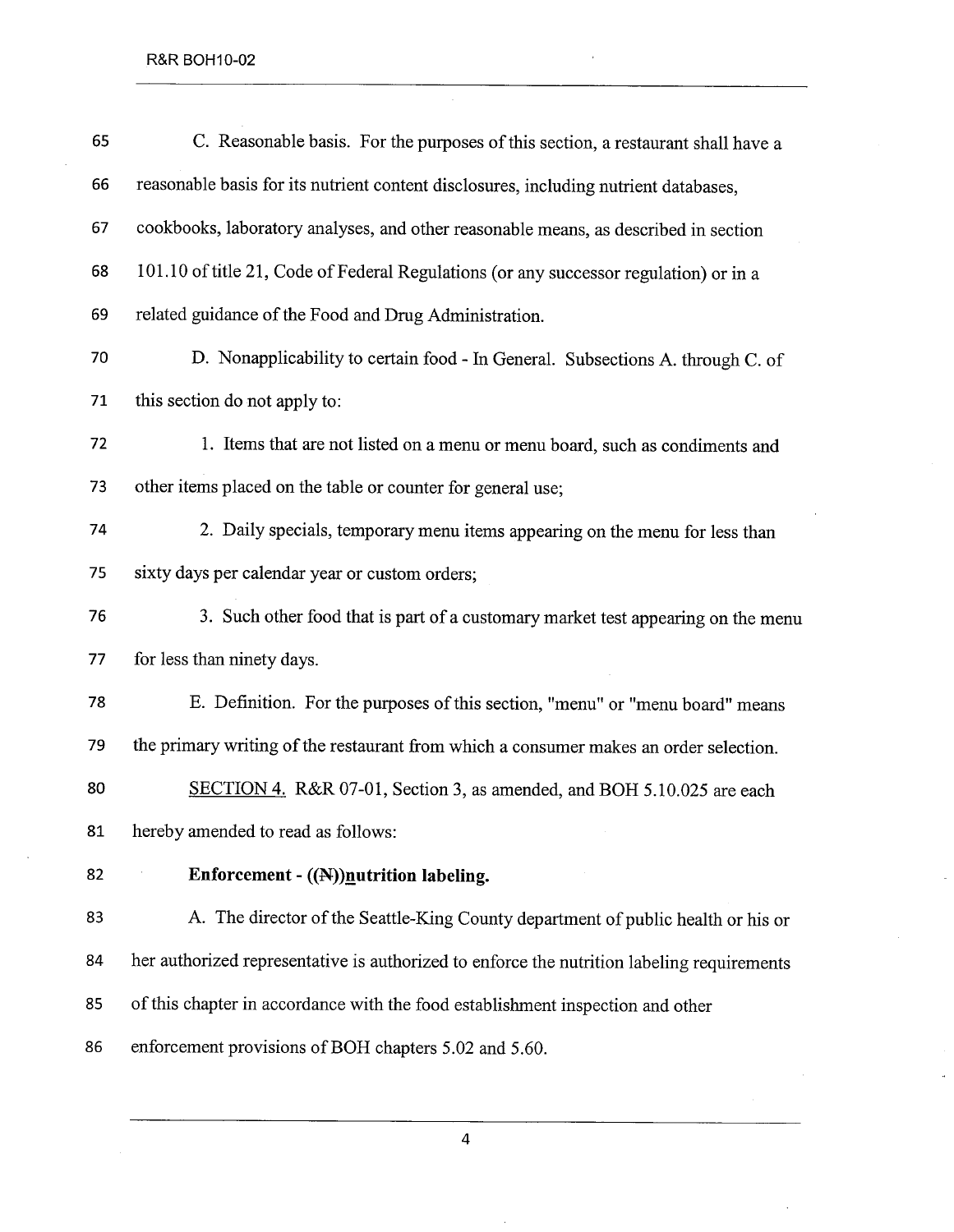C. Reasonable basis. For the purposes of this section, a restaurant shall have a reasonable basis for its nutrient content disclosures, including nutrient databases, cookbooks, laboratory analyses, and other reasonable means, as described in section 101.10 of title 21, Code of Federal Regulations (or any successor regulation) or in a related guidance of the Food and Drug Administration.

D. Nonapplicability to certain food - In General. Subsections A. through C. of this section do not apply to:

1. Items that are not listed on a menu or menu board, such as condiments and other items placed on the table or counter for general use;

2. Daily specials, temporary menu items appearing on the menu for less than sixty days per calendar year or custom orders;

3. Such other food that is part of a customary market test appearing on the menu for less than ninety days.

E. Definition. For the purposes of this section, "menu" or "menu board" means the primary writing of the restaurant from which a consumer makes an order selection.

SECTION 4. R&R 07-01, Section 3, as amended, and BOH 5.10.025 are each hereby amended to read as follows:

**Enforcement - ((~~N~~))<u>n</u>utrition labeling.**

A. The director of the Seattle-King County department of public health or his or her authorized representative is authorized to enforce the nutrition labeling requirements of this chapter in accordance with the food establishment inspection and other enforcement provisions of BOH chapters 5.02 and 5.60.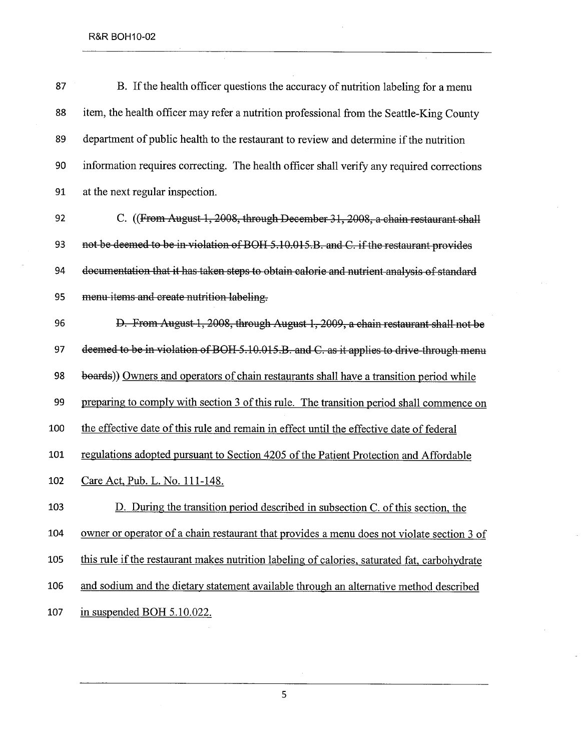B. If the health officer questions the accuracy of nutrition labeling for a menu item, the health officer may refer a nutrition professional from the Seattle-King County department of public health to the restaurant to review and determine if the nutrition information requires correcting. The health officer shall verify any required corrections at the next regular inspection.

C. ((~~From August 1, 2008, through December 31, 2008, a chain restaurant shall not be deemed to be in violation of BOH 5.10.015.B. and C. if the restaurant provides documentation that it has taken steps to obtain calorie and nutrient analysis of standard menu items and create nutrition labeling.~~

~~D. From August 1, 2008, through August 1, 2009, a chain restaurant shall not be deemed to be in violation of BOH 5.10.015.B. and C. as it applies to drive-through menu boards~~)) <u>Owners and operators of chain restaurants shall have a transition period while preparing to comply with section 3 of this rule. The transition period shall commence on the effective date of this rule and remain in effect until the effective date of federal regulations adopted pursuant to Section 4205 of the Patient Protection and Affordable Care Act, Pub. L. No. 111-148.</u>

<u>D. During the transition period described in subsection C. of this section, the owner or operator of a chain restaurant that provides a menu does not violate section 3 of this rule if the restaurant makes nutrition labeling of calories, saturated fat, carbohydrate and sodium and the dietary statement available through an alternative method described in suspended BOH 5.10.022.</u>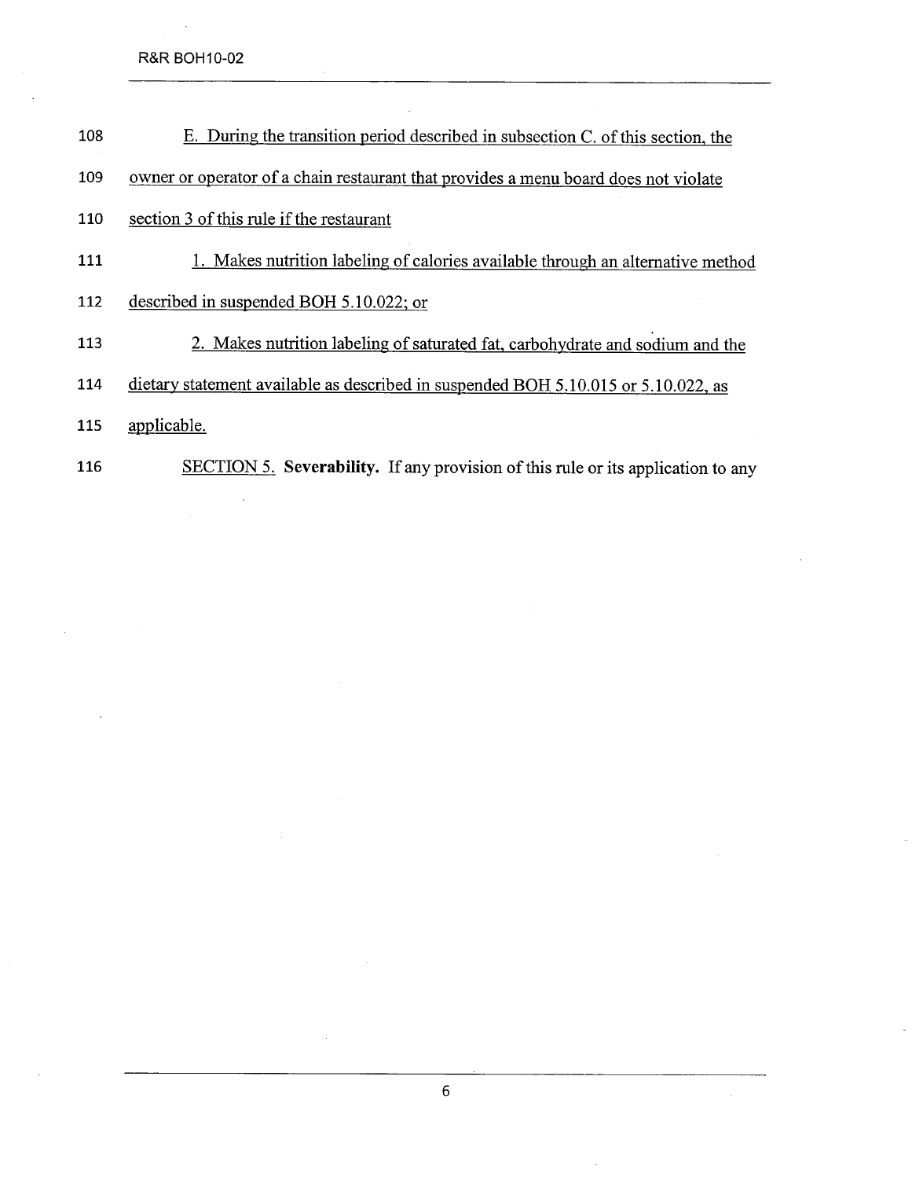E. During the transition period described in subsection C. of this section, the owner or operator of a chain restaurant that provides a menu board does not violate section 3 of this rule if the restaurant

1. Makes nutrition labeling of calories available through an alternative method described in suspended BOH 5.10.022; or

2. Makes nutrition labeling of saturated fat, carbohydrate and sodium and the dietary statement available as described in suspended BOH 5.10.015 or 5.10.022, as applicable.

SECTION 5. **Severability.** If any provision of this rule or its application to any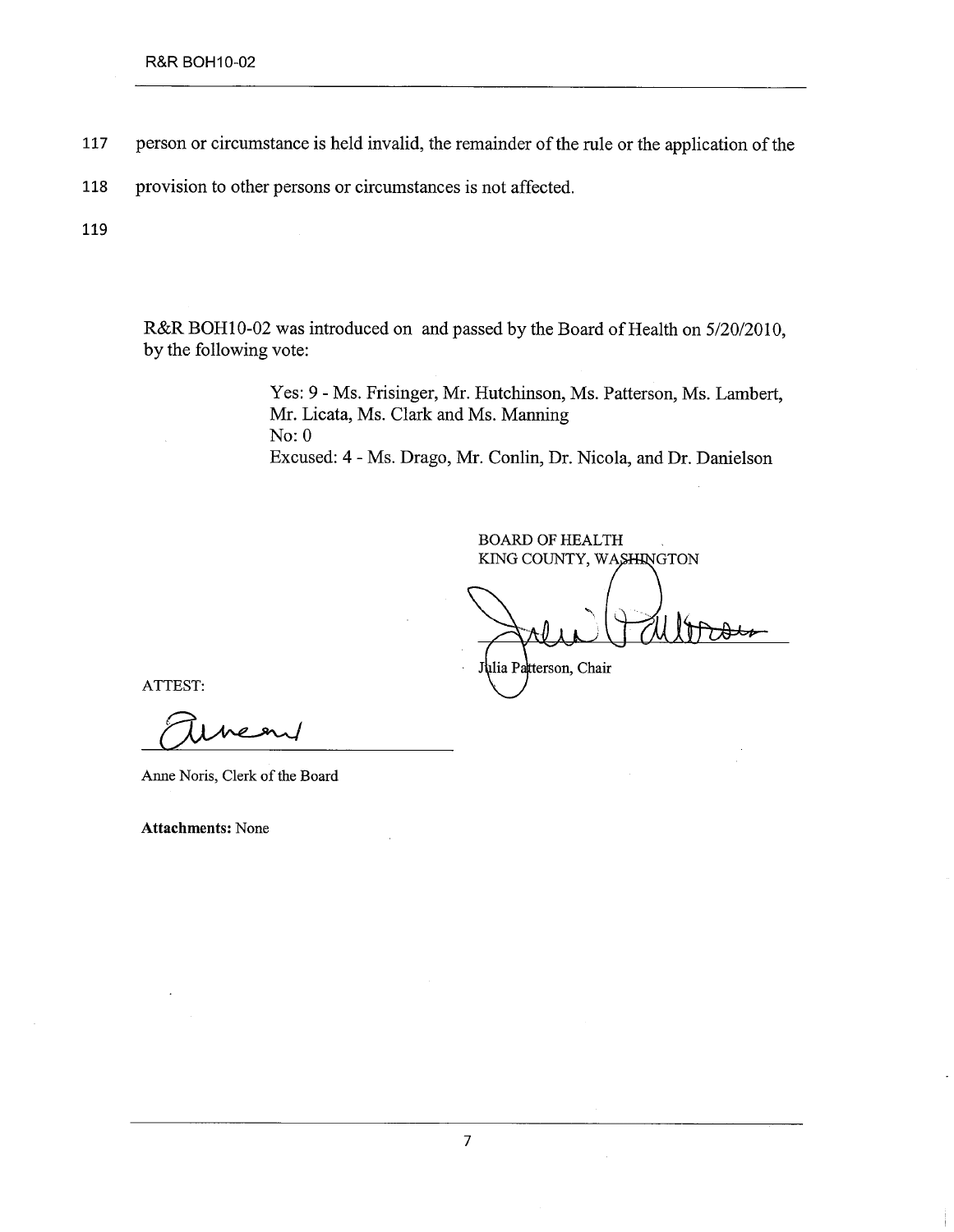117 person or circumstance is held invalid, the remainder of the rule or the application of the

118 provision to other persons or circumstances is not affected.

119

R&R BOH10-02 was introduced on and passed by the Board of Health on 5/20/2010, by the following vote:

Yes: 9 - Ms. Frisinger, Mr. Hutchinson, Ms. Patterson, Ms. Lambert, Mr. Licata, Ms. Clark and Ms. Manning
No: 0
Excused: 4 - Ms. Drago, Mr. Conlin, Dr. Nicola, and Dr. Danielson

BOARD OF HEALTH
KING COUNTY, WASHINGTON

Julia Patterson, Chair

ATTEST:

Anne Noris, Clerk of the Board

**Attachments:** None